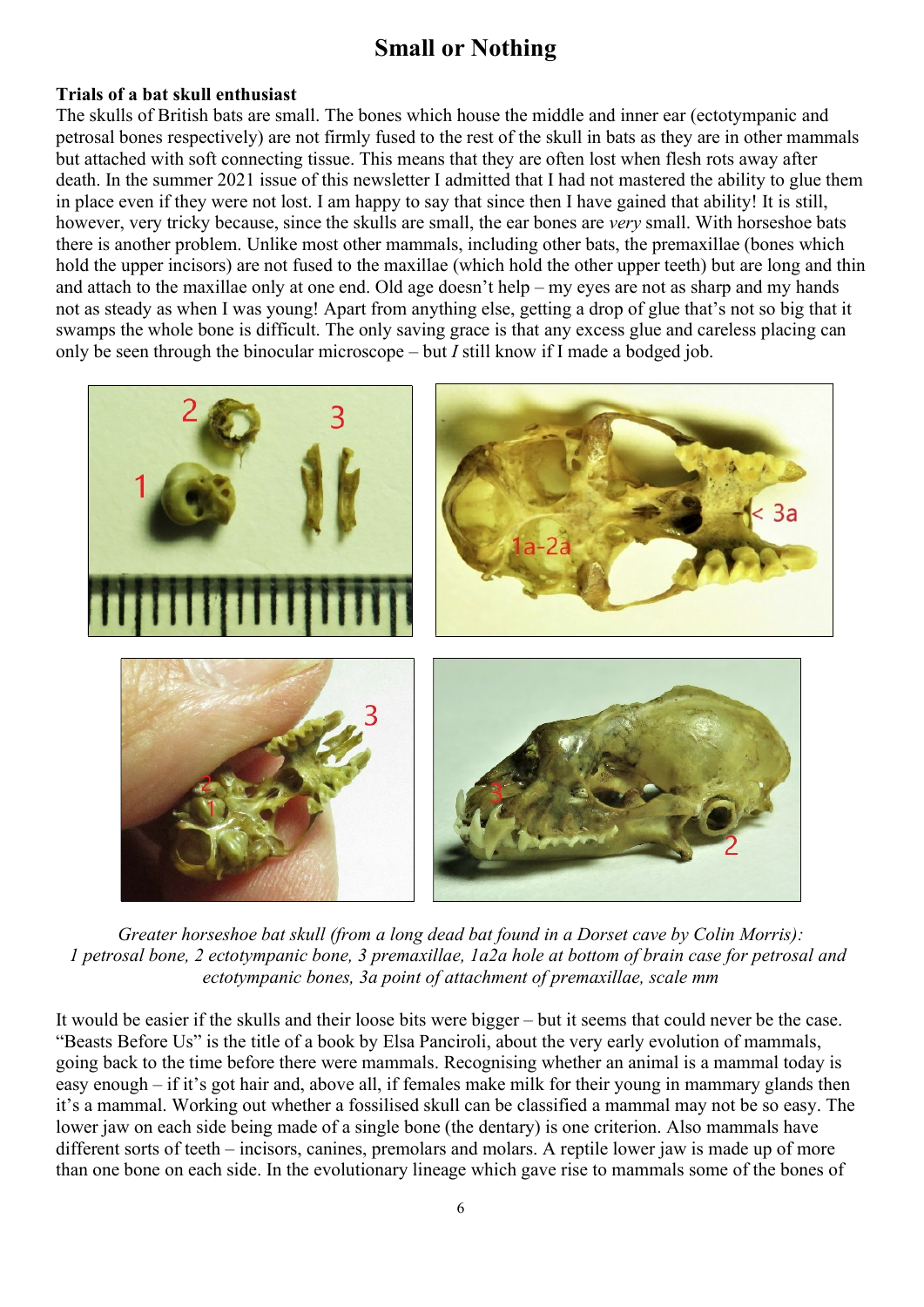# Small or Nothing

**Trials of a bat skull enthusiast**

The skulls of British bats are small. The bones which house the middle and inner ear (ectotympanic and petrosal bones respectively) are not firmly fused to the rest of the skull in bats as they are in other mammals but attached with soft connecting tissue. This means that they are often lost when flesh rots away after death. In the summer 2021 issue of this newsletter I admitted that I had not mastered the ability to glue them in place even if they were not lost. I am happy to say that since then I have gained that ability! It is still, however, very tricky because, since the skulls are small, the ear bones are *very* small. With horseshoe bats there is another problem. Unlike most other mammals, including other bats, the premaxillae (bones which hold the upper incisors) are not fused to the maxillae (which hold the other upper teeth) but are long and thin and attach to the maxillae only at one end. Old age doesn't help – my eyes are not as sharp and my hands not as steady as when I was young! Apart from anything else, getting a drop of glue that's not so big that it swamps the whole bone is difficult. The only saving grace is that any excess glue and careless placing can only be seen through the binocular microscope – but *I* still know if I made a bodged job.

*Greater horseshoe bat skull (from a long dead bat found in a Dorset cave by Colin Morris): 1 petrosal bone, 2 ectotympanic bone, 3 premaxillae, 1a2a hole at bottom of brain case for petrosal and ectotympanic bones, 3a point of attachment of premaxillae, scale mm*

It would be easier if the skulls and their loose bits were bigger – but it seems that could never be the case. "Beasts Before Us" is the title of a book by Elsa Panciroli, about the very early evolution of mammals, going back to the time before there were mammals. Recognising whether an animal is a mammal today is easy enough – if it's got hair and, above all, if females make milk for their young in mammary glands then it's a mammal. Working out whether a fossilised skull can be classified a mammal may not be so easy. The lower jaw on each side being made of a single bone (the dentary) is one criterion. Also mammals have different sorts of teeth – incisors, canines, premolars and molars. A reptile lower jaw is made up of more than one bone on each side. In the evolutionary lineage which gave rise to mammals some of the bones of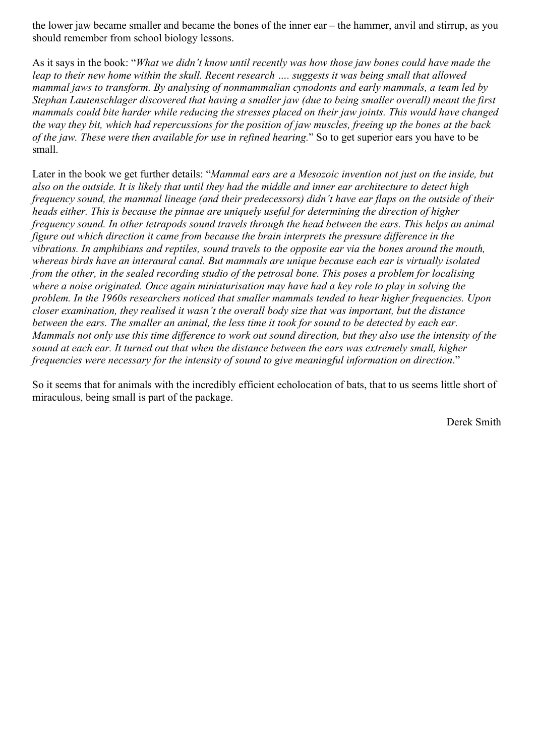the lower jaw became smaller and became the bones of the inner ear – the hammer, anvil and stirrup, as you should remember from school biology lessons.

As it says in the book: "*What we didn't know until recently was how those jaw bones could have made the leap to their new home within the skull. Recent research …. suggests it was being small that allowed mammal jaws to transform. By analysing of nonmammalian cynodonts and early mammals, a team led by Stephan Lautenschlager discovered that having a smaller jaw (due to being smaller overall) meant the first mammals could bite harder while reducing the stresses placed on their jaw joints. This would have changed the way they bit, which had repercussions for the position of jaw muscles, freeing up the bones at the back of the jaw. These were then available for use in refined hearing.*" So to get superior ears you have to be small.

Later in the book we get further details: "*Mammal ears are a Mesozoic invention not just on the inside, but also on the outside. It is likely that until they had the middle and inner ear architecture to detect high frequency sound, the mammal lineage (and their predecessors) didn't have ear flaps on the outside of their heads either. This is because the pinnae are uniquely useful for determining the direction of higher frequency sound. In other tetrapods sound travels through the head between the ears. This helps an animal figure out which direction it came from because the brain interprets the pressure difference in the vibrations. In amphibians and reptiles, sound travels to the opposite ear via the bones around the mouth, whereas birds have an interaural canal. But mammals are unique because each ear is virtually isolated from the other, in the sealed recording studio of the petrosal bone. This poses a problem for localising where a noise originated. Once again miniaturisation may have had a key role to play in solving the problem. In the 1960s researchers noticed that smaller mammals tended to hear higher frequencies. Upon closer examination, they realised it wasn't the overall body size that was important, but the distance between the ears. The smaller an animal, the less time it took for sound to be detected by each ear. Mammals not only use this time difference to work out sound direction, but they also use the intensity of the sound at each ear. It turned out that when the distance between the ears was extremely small, higher frequencies were necessary for the intensity of sound to give meaningful information on direction*."

So it seems that for animals with the incredibly efficient echolocation of bats, that to us seems little short of miraculous, being small is part of the package.

Derek Smith